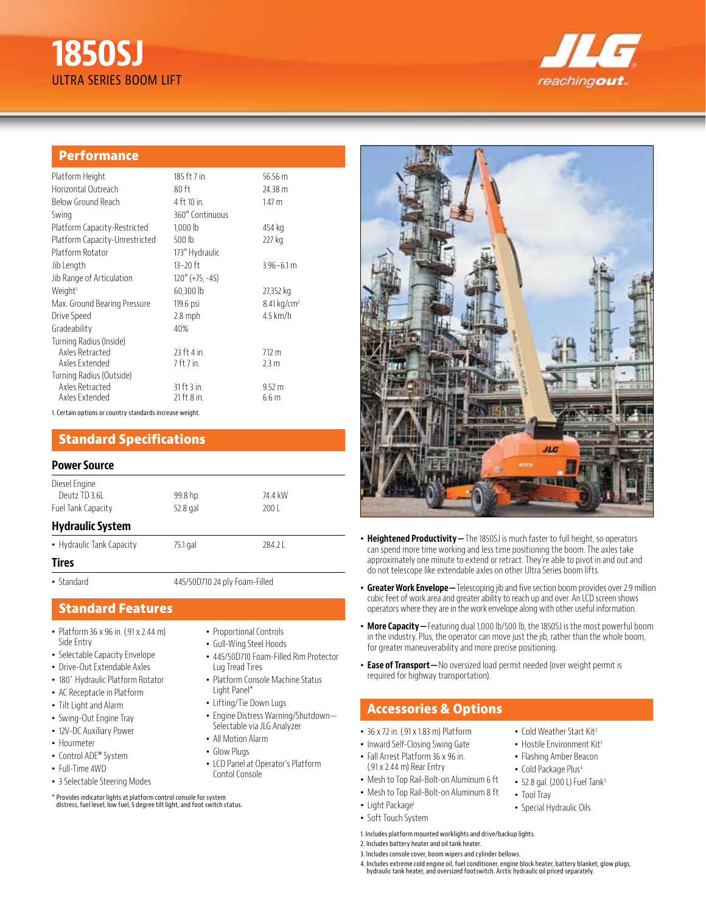# 1850SJ

ULTRA SERIES BOOM LIFT

## Performance

| | | |
|---|---|---|
| Platform Height | 185 ft 7 in. | 56.56 m |
| Horizontal Outreach | 80 ft | 24.38 m |
| Below Ground Reach | 4 ft 10 in. | 1.47 m |
| Swing | 360° Continuous | |
| Platform Capacity-Restricted | 1,000 lb | 454 kg |
| Platform Capacity-Unrestricted | 500 lb | 227 kg |
| Platform Rotator | 173° Hydraulic | |
| Jib Length | 13–20 ft | 3.96–6.1 m |
| Jib Range of Articulation | 120° (+75, -45) | |
| Weight[1] | 60,300 lb | 27,352 kg |
| Max. Ground Bearing Pressure | 119.6 psi | 8.41 kg/cm² |
| Drive Speed | 2.8 mph | 4.5 km/h |
| Gradeability | 40% | |
| Turning Radius (Inside) | | |
| Axles Retracted | 23 ft 4 in. | 7.12 m |
| Axles Extended | 7 ft 7 in. | 2.3 m |
| Turning Radius (Outside) | | |
| Axles Retracted | 31 ft 3 in. | 9.52 m |
| Axles Extended | 21 ft 8 in. | 6.6 m |

1. Certain options or country standards increase weight.

## Standard Specifications

### Power Source

| | | |
|---|---|---|
| Diesel Engine | | |
| Deutz TD 3.6L | 99.8 hp | 74.4 kW |
| Fuel Tank Capacity | 52.8 gal | 200 L |

### Hydraulic System

| | | |
|---|---|---|
| • Hydraulic Tank Capacity | 75.1 gal | 284.2 L |

### Tires

| | |
|---|---|
| • Standard | 445/50D710 24 ply Foam-Filled |

## Standard Features

- Platform 36 x 96 in. (.91 x 2.44 m) Side Entry
- Selectable Capacity Envelope
- Drive-Out Extendable Axles
- 180˚ Hydraulic Platform Rotator
- AC Receptacle in Platform
- Tilt Light and Alarm
- Swing-Out Engine Tray
- 12V-DC Auxiliary Power
- Hourmeter
- Control ADE® System
- Full-Time 4WD
- 3 Selectable Steering Modes
- Proportional Controls
- Gull-Wing Steel Hoods
- 445/50D710 Foam-Filled Rim Protector Lug Tread Tires
- Platform Console Machine Status Light Panel*
- Lifting/Tie Down Lugs
- Engine Distress Warning/Shutdown—Selectable via JLG Analyzer
- All Motion Alarm
- Glow Plugs
- LCD Panel at Operator's Platform Contol Console

\* Provides indicator lights at platform control console for system distress, fuel level, low fuel, 5 degree tilt light, and foot switch status.

- **Heightened Productivity—** The 1850SJ is much faster to full height, so operators can spend more time working and less time positioning the boom. The axles take approximately one minute to extend or retract. They're able to pivot in and out and do not telescope like extendable axles on other Ultra Series boom lifts.
- **Greater Work Envelope—** Telescoping jib and five section boom provides over 2.9 million cubic feet of work area and greater ability to reach up and over. An LCD screen shows operators where they are in the work envelope along with other useful information.
- **More Capacity—** Featuring dual 1,000 lb/500 lb, the 1850SJ is the most powerful boom in the industry. Plus, the operator can move just the jib, rather than the whole boom, for greater maneuverability and more precise positioning.
- **Ease of Transport—** No oversized load permit needed (over weight permit is required for highway transportation).

## Accessories & Options

- 36 x 72 in. (.91 x 1.83 m) Platform
- Inward Self-Closing Swing Gate
- Fall Arrest Platform 36 x 96 in. (.91 x 2.44 m) Rear Entry
- Mesh to Top Rail-Bolt-on Aluminum 6 ft
- Mesh to Top Rail-Bolt-on Aluminum 8 ft
- Light Package[1]
- Soft Touch System
- Cold Weather Start Kit[2]
- Hostile Environment Kit[3]
- Flashing Amber Beacon
- Cold Package Plus[4]
- 52.8 gal. (200 L) Fuel Tank[5]
- Tool Tray
- Special Hydraulic Oils

1. Includes platform mounted worklights and drive/backup lights.
2. Includes battery heater and oil tank heater.
3. Includes console cover, boom wipers and cylinder bellows.
4. Includes extreme cold engine oil, fuel conditioner, engine block heater, battery blanket, glow plugs, hydraulic tank heater, and oversized footswitch. Arctic hydraulic oil priced separately.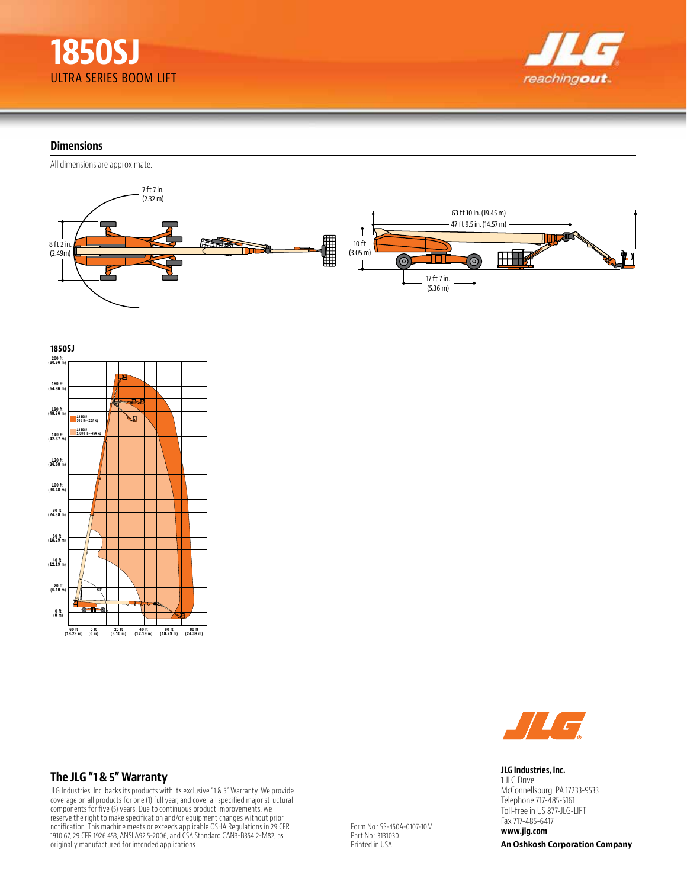# 1850SJ

ULTRA SERIES BOOM LIFT

## Dimensions

All dimensions are approximate.

7 ft 7 in.
(2.32 m)

8 ft 2 in.
(2.49m)

63 ft 10 in. (19.45 m)

47 ft 9.5 in. (14.57 m)

10 ft
(3.05 m)

17 ft 7 in.
(5.36 m)

### 1850SJ

200 ft (60.96 m)
180 ft (54.86 m)
160 ft (48.76 m)
140 ft (42.67 m)
120 ft (36.58 m)
100 ft (30.48 m)
80 ft (24.38 m)
60 ft (18.29 m)
40 ft (12.19 m)
20 ft (6.10 m)
0 ft (0 m)

1850SJ 500 lb - 227 kg
1850SJ 1,000 lb - 454 kg

80°

60 ft (18.29 m)
0 ft (0 m)
20 ft (6.10 m)
40 ft (12.19 m)
60 ft (18.29 m)
80 ft (24.38 m)

## The JLG "1 & 5" Warranty

JLG Industries, Inc. backs its products with its exclusive "1 & 5" Warranty. We provide coverage on all products for one (1) full year, and cover all specified major structural components for five (5) years. Due to continuous product improvements, we reserve the right to make specification and/or equipment changes without prior notification. This machine meets or exceeds applicable OSHA Regulations in 29 CFR 1910.67, 29 CFR 1926.453, ANSI A92.5-2006, and CSA Standard CAN3-B354.2-M82, as originally manufactured for intended applications.

Form No.: SS-450A-0107-10M
Part No.: 3131030
Printed in USA

**JLG Industries, Inc.**
1 JLG Drive
McConnellsburg, PA 17233-9533
Telephone 717-485-5161
Toll-free in US 877-JLG-LIFT
Fax 717-485-6417
**www.jlg.com**

**An Oshkosh Corporation Company**